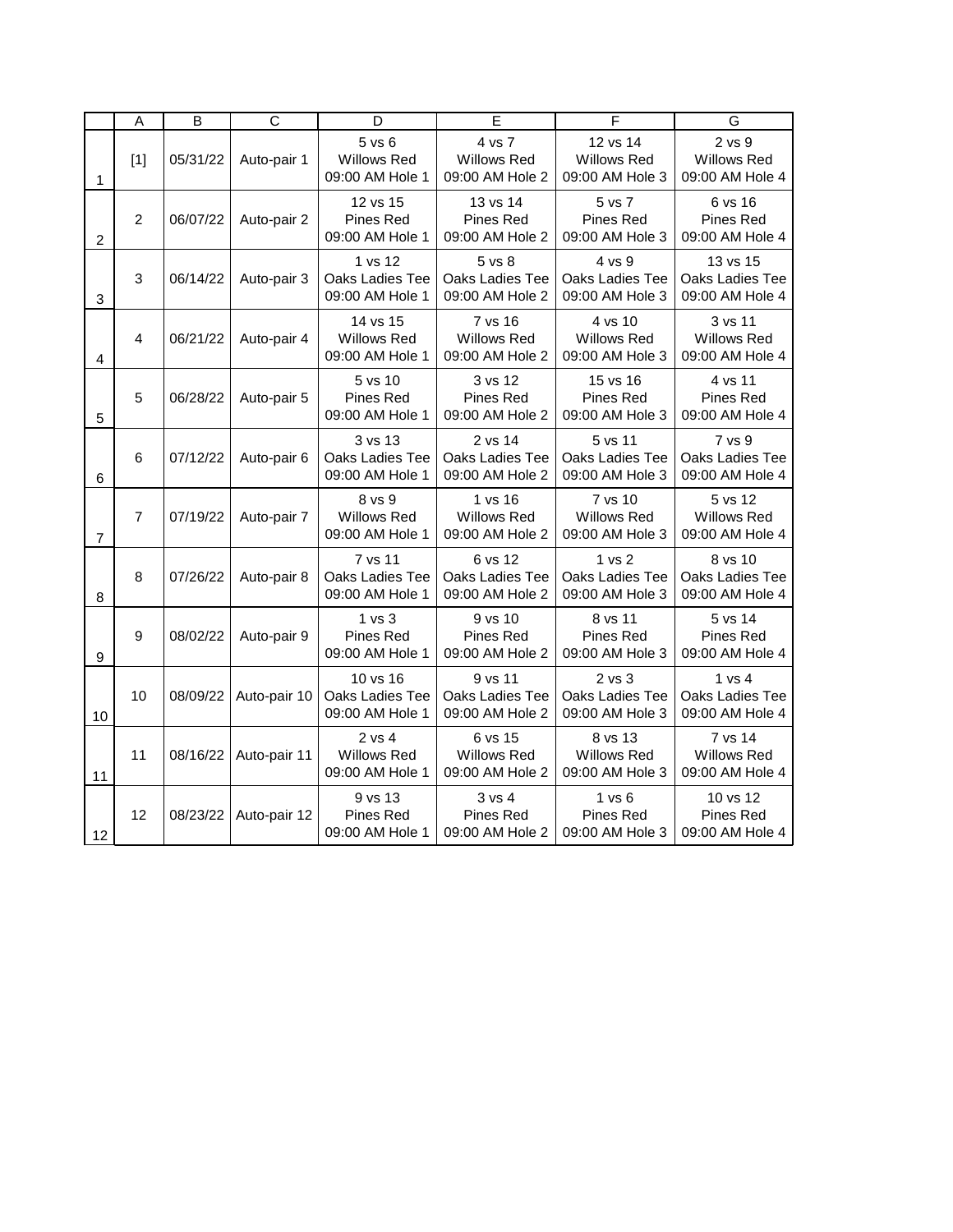| | A | B | C | D | E | F | G |
|---|---|---|---|---|---|---|---|
| 1 | [1] | 05/31/22 | Auto-pair 1 | 5 vs 6 Willows Red 09:00 AM Hole 1 | 4 vs 7 Willows Red 09:00 AM Hole 2 | 12 vs 14 Willows Red 09:00 AM Hole 3 | 2 vs 9 Willows Red 09:00 AM Hole 4 |
| 2 | 2 | 06/07/22 | Auto-pair 2 | 12 vs 15 Pines Red 09:00 AM Hole 1 | 13 vs 14 Pines Red 09:00 AM Hole 2 | 5 vs 7 Pines Red 09:00 AM Hole 3 | 6 vs 16 Pines Red 09:00 AM Hole 4 |
| 3 | 3 | 06/14/22 | Auto-pair 3 | 1 vs 12 Oaks Ladies Tee 09:00 AM Hole 1 | 5 vs 8 Oaks Ladies Tee 09:00 AM Hole 2 | 4 vs 9 Oaks Ladies Tee 09:00 AM Hole 3 | 13 vs 15 Oaks Ladies Tee 09:00 AM Hole 4 |
| 4 | 4 | 06/21/22 | Auto-pair 4 | 14 vs 15 Willows Red 09:00 AM Hole 1 | 7 vs 16 Willows Red 09:00 AM Hole 2 | 4 vs 10 Willows Red 09:00 AM Hole 3 | 3 vs 11 Willows Red 09:00 AM Hole 4 |
| 5 | 5 | 06/28/22 | Auto-pair 5 | 5 vs 10 Pines Red 09:00 AM Hole 1 | 3 vs 12 Pines Red 09:00 AM Hole 2 | 15 vs 16 Pines Red 09:00 AM Hole 3 | 4 vs 11 Pines Red 09:00 AM Hole 4 |
| 6 | 6 | 07/12/22 | Auto-pair 6 | 3 vs 13 Oaks Ladies Tee 09:00 AM Hole 1 | 2 vs 14 Oaks Ladies Tee 09:00 AM Hole 2 | 5 vs 11 Oaks Ladies Tee 09:00 AM Hole 3 | 7 vs 9 Oaks Ladies Tee 09:00 AM Hole 4 |
| 7 | 7 | 07/19/22 | Auto-pair 7 | 8 vs 9 Willows Red 09:00 AM Hole 1 | 1 vs 16 Willows Red 09:00 AM Hole 2 | 7 vs 10 Willows Red 09:00 AM Hole 3 | 5 vs 12 Willows Red 09:00 AM Hole 4 |
| 8 | 8 | 07/26/22 | Auto-pair 8 | 7 vs 11 Oaks Ladies Tee 09:00 AM Hole 1 | 6 vs 12 Oaks Ladies Tee 09:00 AM Hole 2 | 1 vs 2 Oaks Ladies Tee 09:00 AM Hole 3 | 8 vs 10 Oaks Ladies Tee 09:00 AM Hole 4 |
| 9 | 9 | 08/02/22 | Auto-pair 9 | 1 vs 3 Pines Red 09:00 AM Hole 1 | 9 vs 10 Pines Red 09:00 AM Hole 2 | 8 vs 11 Pines Red 09:00 AM Hole 3 | 5 vs 14 Pines Red 09:00 AM Hole 4 |
| 10 | 10 | 08/09/22 | Auto-pair 10 | 10 vs 16 Oaks Ladies Tee 09:00 AM Hole 1 | 9 vs 11 Oaks Ladies Tee 09:00 AM Hole 2 | 2 vs 3 Oaks Ladies Tee 09:00 AM Hole 3 | 1 vs 4 Oaks Ladies Tee 09:00 AM Hole 4 |
| 11 | 11 | 08/16/22 | Auto-pair 11 | 2 vs 4 Willows Red 09:00 AM Hole 1 | 6 vs 15 Willows Red 09:00 AM Hole 2 | 8 vs 13 Willows Red 09:00 AM Hole 3 | 7 vs 14 Willows Red 09:00 AM Hole 4 |
| 12 | 12 | 08/23/22 | Auto-pair 12 | 9 vs 13 Pines Red 09:00 AM Hole 1 | 3 vs 4 Pines Red 09:00 AM Hole 2 | 1 vs 6 Pines Red 09:00 AM Hole 3 | 10 vs 12 Pines Red 09:00 AM Hole 4 |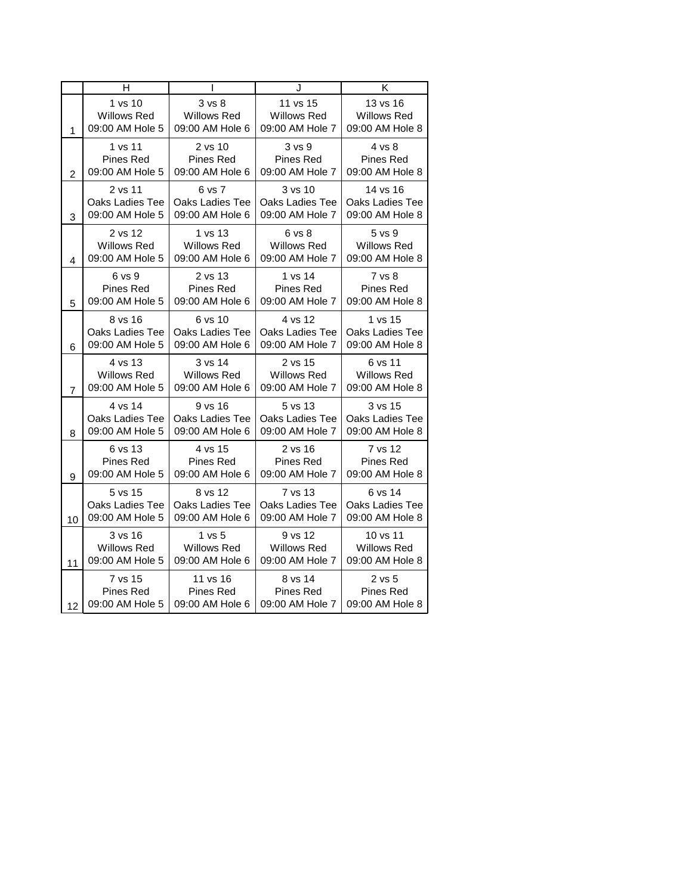| | H | I | J | K |
|---|---|---|---|---|
| 1 | 1 vs 10 Willows Red 09:00 AM Hole 5 | 3 vs 8 Willows Red 09:00 AM Hole 6 | 11 vs 15 Willows Red 09:00 AM Hole 7 | 13 vs 16 Willows Red 09:00 AM Hole 8 |
| 2 | 1 vs 11 Pines Red 09:00 AM Hole 5 | 2 vs 10 Pines Red 09:00 AM Hole 6 | 3 vs 9 Pines Red 09:00 AM Hole 7 | 4 vs 8 Pines Red 09:00 AM Hole 8 |
| 3 | 2 vs 11 Oaks Ladies Tee 09:00 AM Hole 5 | 6 vs 7 Oaks Ladies Tee 09:00 AM Hole 6 | 3 vs 10 Oaks Ladies Tee 09:00 AM Hole 7 | 14 vs 16 Oaks Ladies Tee 09:00 AM Hole 8 |
| 4 | 2 vs 12 Willows Red 09:00 AM Hole 5 | 1 vs 13 Willows Red 09:00 AM Hole 6 | 6 vs 8 Willows Red 09:00 AM Hole 7 | 5 vs 9 Willows Red 09:00 AM Hole 8 |
| 5 | 6 vs 9 Pines Red 09:00 AM Hole 5 | 2 vs 13 Pines Red 09:00 AM Hole 6 | 1 vs 14 Pines Red 09:00 AM Hole 7 | 7 vs 8 Pines Red 09:00 AM Hole 8 |
| 6 | 8 vs 16 Oaks Ladies Tee 09:00 AM Hole 5 | 6 vs 10 Oaks Ladies Tee 09:00 AM Hole 6 | 4 vs 12 Oaks Ladies Tee 09:00 AM Hole 7 | 1 vs 15 Oaks Ladies Tee 09:00 AM Hole 8 |
| 7 | 4 vs 13 Willows Red 09:00 AM Hole 5 | 3 vs 14 Willows Red 09:00 AM Hole 6 | 2 vs 15 Willows Red 09:00 AM Hole 7 | 6 vs 11 Willows Red 09:00 AM Hole 8 |
| 8 | 4 vs 14 Oaks Ladies Tee 09:00 AM Hole 5 | 9 vs 16 Oaks Ladies Tee 09:00 AM Hole 6 | 5 vs 13 Oaks Ladies Tee 09:00 AM Hole 7 | 3 vs 15 Oaks Ladies Tee 09:00 AM Hole 8 |
| 9 | 6 vs 13 Pines Red 09:00 AM Hole 5 | 4 vs 15 Pines Red 09:00 AM Hole 6 | 2 vs 16 Pines Red 09:00 AM Hole 7 | 7 vs 12 Pines Red 09:00 AM Hole 8 |
| 10 | 5 vs 15 Oaks Ladies Tee 09:00 AM Hole 5 | 8 vs 12 Oaks Ladies Tee 09:00 AM Hole 6 | 7 vs 13 Oaks Ladies Tee 09:00 AM Hole 7 | 6 vs 14 Oaks Ladies Tee 09:00 AM Hole 8 |
| 11 | 3 vs 16 Willows Red 09:00 AM Hole 5 | 1 vs 5 Willows Red 09:00 AM Hole 6 | 9 vs 12 Willows Red 09:00 AM Hole 7 | 10 vs 11 Willows Red 09:00 AM Hole 8 |
| 12 | 7 vs 15 Pines Red 09:00 AM Hole 5 | 11 vs 16 Pines Red 09:00 AM Hole 6 | 8 vs 14 Pines Red 09:00 AM Hole 7 | 2 vs 5 Pines Red 09:00 AM Hole 8 |